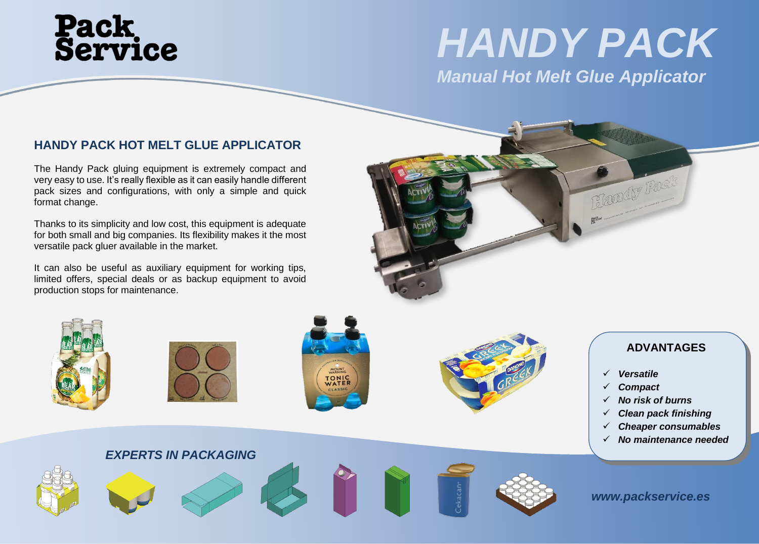# HANDY PACK

*Manual Hot Melt Glue Applicator*

## HANDY PACK HOT MELT GLUE APPLICATOR

The Handy Pack gluing equipment is extremely compact and very easy to use. It's really flexible as it can easily handle different pack sizes and configurations, with only a simple and quick format change.

Thanks to its simplicity and low cost, this equipment is adequate for both small and big companies. Its flexibility makes it the most versatile pack gluer available in the market.

It can also be useful as auxiliary equipment for working tips, limited offers, special deals or as backup equipment to avoid production stops for maintenance.

## ADVANTAGES

- ✓ ***Versatile***
- ✓ ***Compact***
- ✓ ***No risk of burns***
- ✓ ***Clean pack finishing***
- ✓ ***Cheaper consumables***
- ✓ ***No maintenance needed***

***EXPERTS IN PACKAGING***

***www.packservice.es***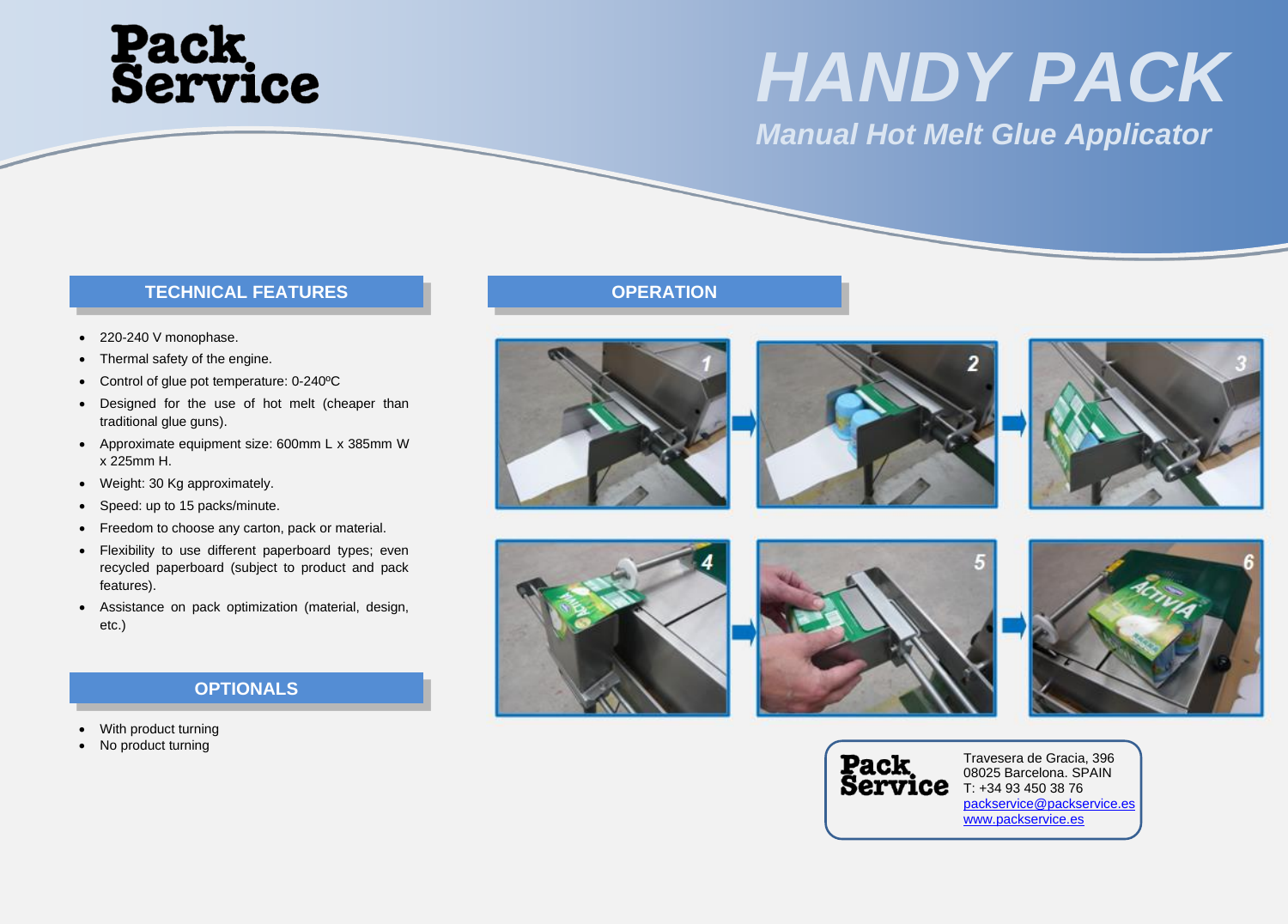# HANDY PACK

## *Manual Hot Melt Glue Applicator*

## TECHNICAL FEATURES

- 220-240 V monophase.
- Thermal safety of the engine.
- Control of glue pot temperature: 0-240ºC
- Designed for the use of hot melt (cheaper than traditional glue guns).
- Approximate equipment size: 600mm L x 385mm W x 225mm H.
- Weight: 30 Kg approximately.
- Speed: up to 15 packs/minute.
- Freedom to choose any carton, pack or material.
- Flexibility to use different paperboard types; even recycled paperboard (subject to product and pack features).
- Assistance on pack optimization (material, design, etc.)

## OPTIONALS

- With product turning
- No product turning

## OPERATION

1

2

3

4

5

6

Travesera de Gracia, 396
08025 Barcelona. SPAIN
T: +34 93 450 38 76
packservice@packservice.es
www.packservice.es